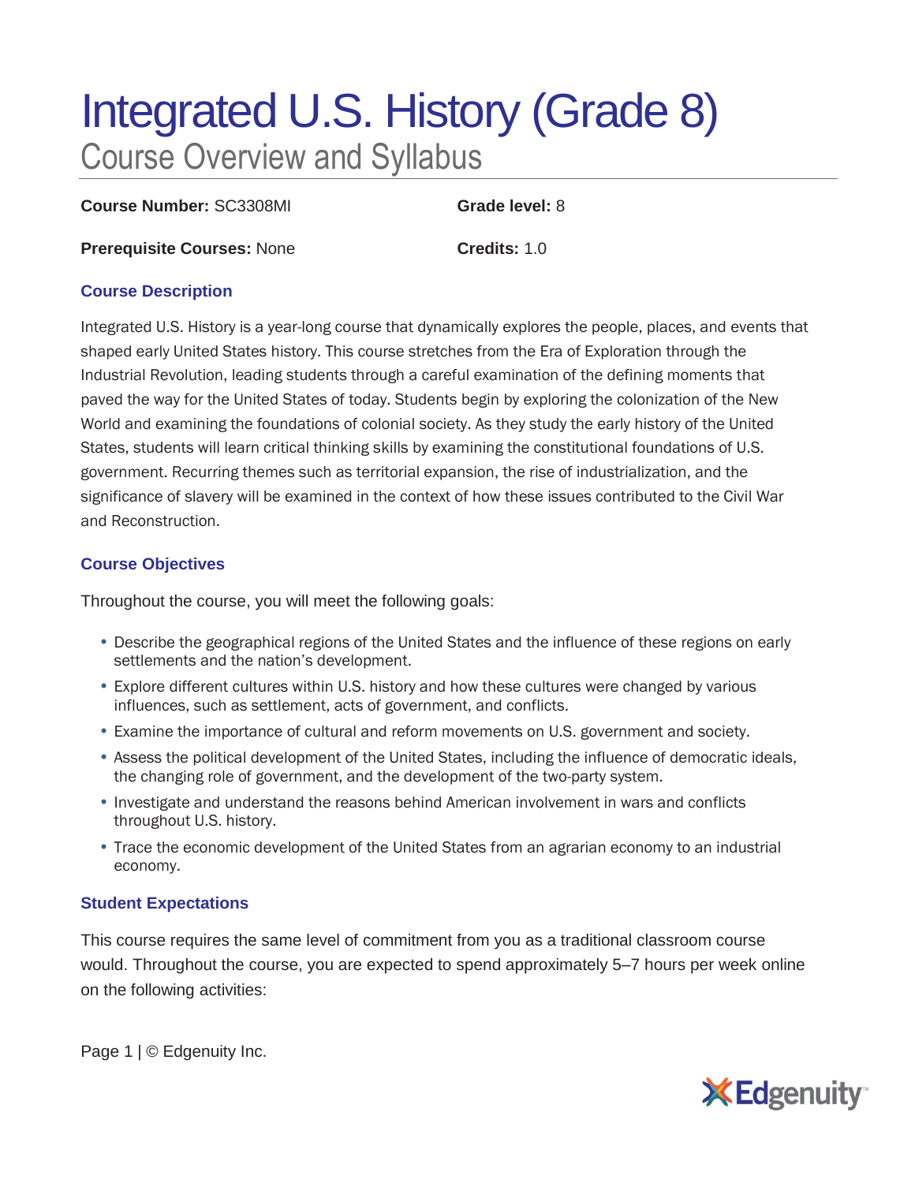# Integrated U.S. History (Grade 8)

## Course Overview and Syllabus

**Course Number:** SC3308MI

**Grade level:** 8

**Prerequisite Courses:** None

**Credits:** 1.0

### Course Description

Integrated U.S. History is a year-long course that dynamically explores the people, places, and events that shaped early United States history. This course stretches from the Era of Exploration through the Industrial Revolution, leading students through a careful examination of the defining moments that paved the way for the United States of today. Students begin by exploring the colonization of the New World and examining the foundations of colonial society. As they study the early history of the United States, students will learn critical thinking skills by examining the constitutional foundations of U.S. government. Recurring themes such as territorial expansion, the rise of industrialization, and the significance of slavery will be examined in the context of how these issues contributed to the Civil War and Reconstruction.

### Course Objectives

Throughout the course, you will meet the following goals:

- Describe the geographical regions of the United States and the influence of these regions on early settlements and the nation's development.
- Explore different cultures within U.S. history and how these cultures were changed by various influences, such as settlement, acts of government, and conflicts.
- Examine the importance of cultural and reform movements on U.S. government and society.
- Assess the political development of the United States, including the influence of democratic ideals, the changing role of government, and the development of the two-party system.
- Investigate and understand the reasons behind American involvement in wars and conflicts throughout U.S. history.
- Trace the economic development of the United States from an agrarian economy to an industrial economy.

### Student Expectations

This course requires the same level of commitment from you as a traditional classroom course would. Throughout the course, you are expected to spend approximately 5–7 hours per week online on the following activities: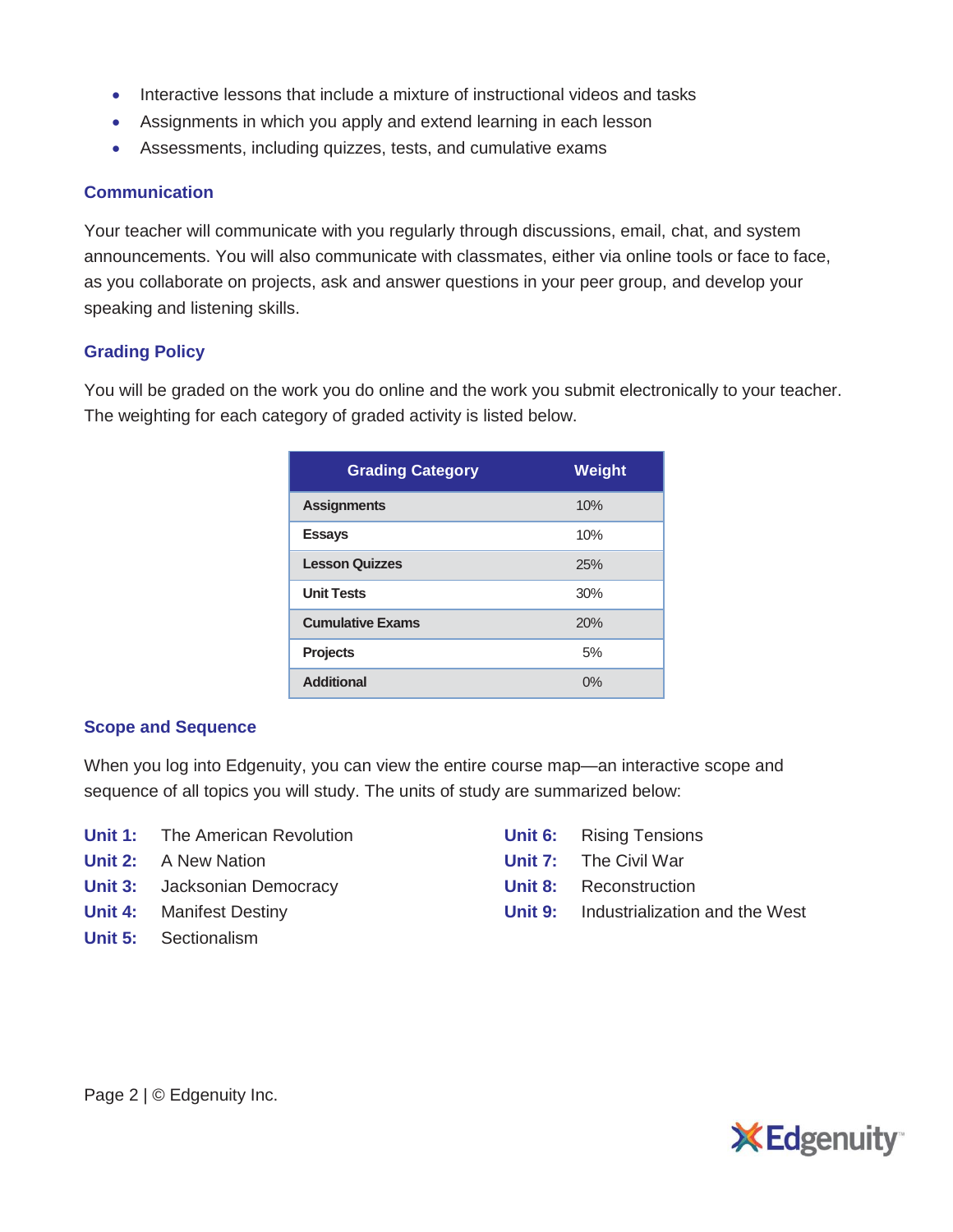- Interactive lessons that include a mixture of instructional videos and tasks
- Assignments in which you apply and extend learning in each lesson
- Assessments, including quizzes, tests, and cumulative exams

## Communication

Your teacher will communicate with you regularly through discussions, email, chat, and system announcements. You will also communicate with classmates, either via online tools or face to face, as you collaborate on projects, ask and answer questions in your peer group, and develop your speaking and listening skills.

## Grading Policy

You will be graded on the work you do online and the work you submit electronically to your teacher. The weighting for each category of graded activity is listed below.

| Grading Category | Weight |
|---|---|
| **Assignments** | 10% |
| **Essays** | 10% |
| **Lesson Quizzes** | 25% |
| **Unit Tests** | 30% |
| **Cumulative Exams** | 20% |
| **Projects** | 5% |
| **Additional** | 0% |

## Scope and Sequence

When you log into Edgenuity, you can view the entire course map—an interactive scope and sequence of all topics you will study. The units of study are summarized below:

**Unit 1:** The American Revolution
**Unit 2:** A New Nation
**Unit 3:** Jacksonian Democracy
**Unit 4:** Manifest Destiny
**Unit 5:** Sectionalism
**Unit 6:** Rising Tensions
**Unit 7:** The Civil War
**Unit 8:** Reconstruction
**Unit 9:** Industrialization and the West